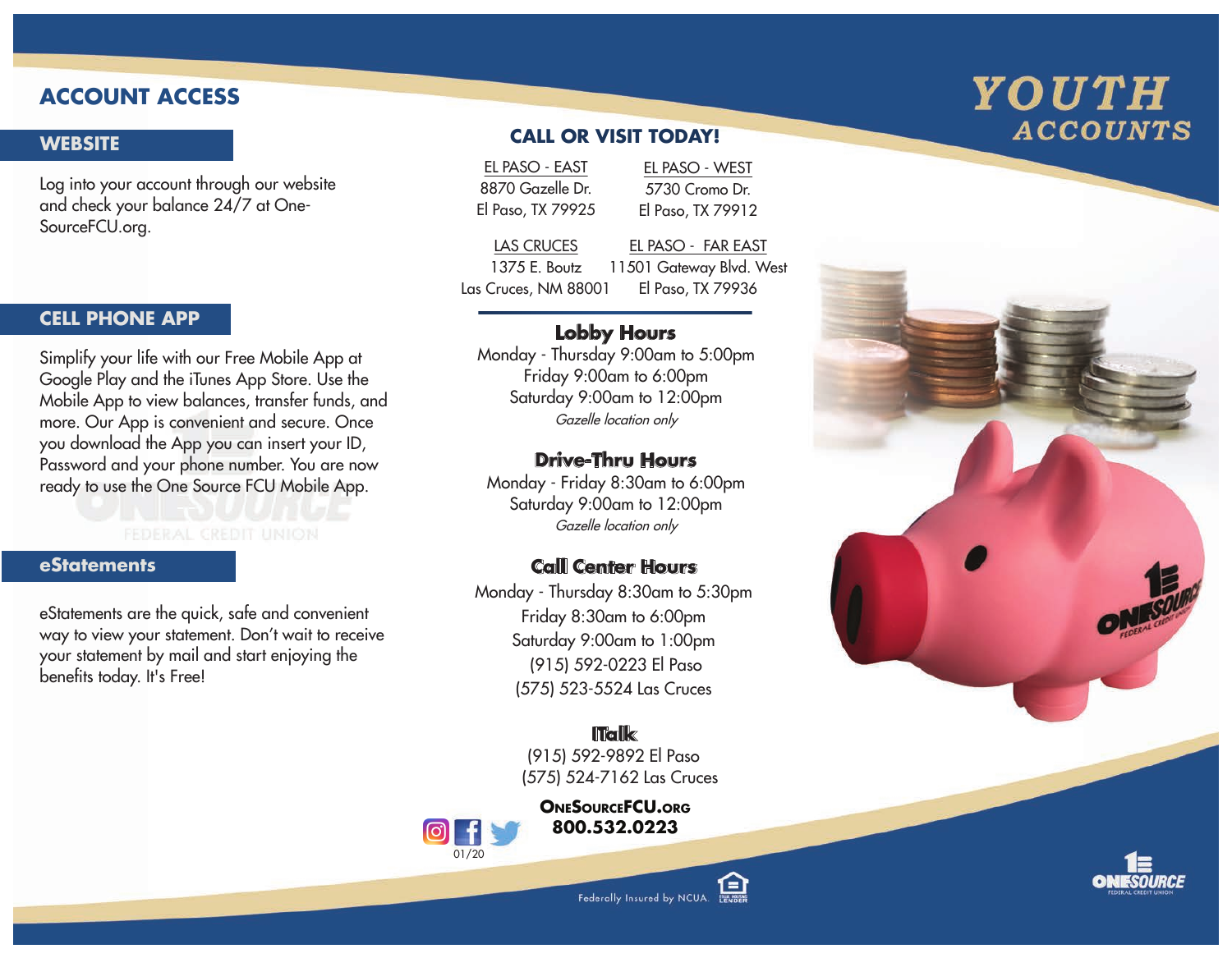## ACCOUNT ACCESS

### WEBSITE

Log into your account through our website and check your balance 24/7 at One-SourceFCU.org.

### CELL PHONE APP

Simplify your life with our Free Mobile App at Google Play and the iTunes App Store. Use the Mobile App to view balances, transfer funds, and more. Our App is convenient and secure. Once you download the App you can insert your ID, Password and your phone number. You are now ready to use the One Source FCU Mobile App.

### eStatements

eStatements are the quick, safe and convenient way to view your statement. Don't wait to receive your statement by mail and start enjoying the benefits today. It's Free!

## CALL OR VISIT TODAY!

EL PASO - EAST
8870 Gazelle Dr.
El Paso, TX 79925

EL PASO - WEST
5730 Cromo Dr.
El Paso, TX 79912

LAS CRUCES
1375 E. Boutz
Las Cruces, NM 88001

EL PASO - FAR EAST
11501 Gateway Blvd. West
El Paso, TX 79936

### Lobby Hours

Monday - Thursday 9:00am to 5:00pm
Friday 9:00am to 6:00pm
Saturday 9:00am to 12:00pm
*Gazelle location only*

### Drive-Thru Hours

Monday - Friday 8:30am to 6:00pm
Saturday 9:00am to 12:00pm
*Gazelle location only*

### Call Center Hours

Monday - Thursday 8:30am to 5:30pm
Friday 8:30am to 6:00pm
Saturday 9:00am to 1:00pm
(915) 592-0223 El Paso
(575) 523-5524 Las Cruces

### ITalk

(915) 592-9892 El Paso
(575) 524-7162 Las Cruces

**ONESOURCEFCU.ORG**
**800.532.0223**

01/20

Federally Insured by NCUA.

# YOUTH ACCOUNTS

ONESOURCE FEDERAL CREDIT UNION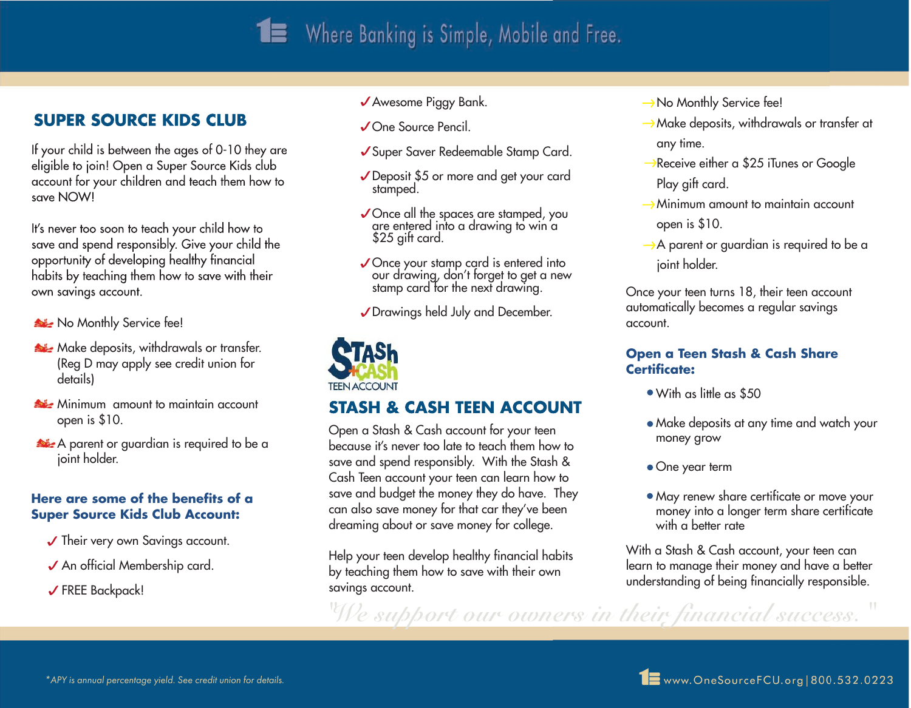## SUPER SOURCE KIDS CLUB

If your child is between the ages of 0-10 they are eligible to join! Open a Super Source Kids club account for your children and teach them how to save NOW!

It's never too soon to teach your child how to save and spend responsibly. Give your child the opportunity of developing healthy financial habits by teaching them how to save with their own savings account.

- No Monthly Service fee!
- Make deposits, withdrawals or transfer. (Reg D may apply see credit union for details)
- Minimum amount to maintain account open is $10.
- A parent or guardian is required to be a joint holder.

### Here are some of the benefits of a Super Source Kids Club Account:

- ✓ Their very own Savings account.
- ✓ An official Membership card.
- ✓ FREE Backpack!
- ✓ Awesome Piggy Bank.
- ✓ One Source Pencil.
- ✓ Super Saver Redeemable Stamp Card.
- ✓ Deposit $5 or more and get your card stamped.
- ✓ Once all the spaces are stamped, you are entered into a drawing to win a $25 gift card.
- ✓ Once your stamp card is entered into our drawing, don't forget to get a new stamp card for the next drawing.
- ✓ Drawings held July and December.

STASH + CASH TEEN ACCOUNT

## STASH & CASH TEEN ACCOUNT

Open a Stash & Cash account for your teen because it's never too late to teach them how to save and spend responsibly. With the Stash & Cash Teen account your teen can learn how to save and budget the money they do have. They can also save money for that car they've been dreaming about or save money for college.

Help your teen develop healthy financial habits by teaching them how to save with their own savings account.

- → No Monthly Service fee!
- → Make deposits, withdrawals or transfer at any time.
- → Receive either a $25 iTunes or Google Play gift card.
- → Minimum amount to maintain account open is $10.
- → A parent or guardian is required to be a joint holder.

Once your teen turns 18, their teen account automatically becomes a regular savings account.

### Open a Teen Stash & Cash Share Certificate:

- With as little as $50
- Make deposits at any time and watch your money grow
- One year term
- May renew share certificate or move your money into a longer term share certificate with a better rate

With a Stash & Cash account, your teen can learn to manage their money and have a better understanding of being financially responsible.

*"We support our owners in their financial success."*

*\*APY is annual percentage yield. See credit union for details.*

www.OneSourceFCU.org | 800.532.0223